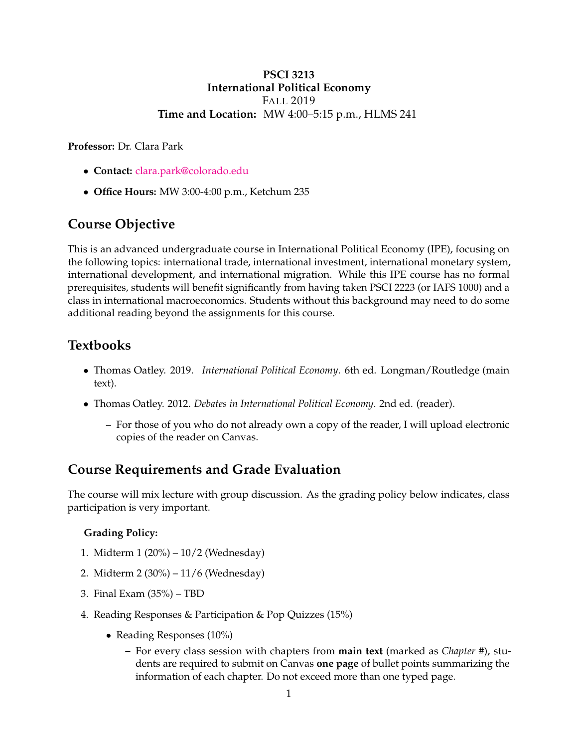**PSCI 3213**
**International Political Economy**
FALL 2019
**Time and Location:** MW 4:00–5:15 p.m., HLMS 241

**Professor:** Dr. Clara Park

- **Contact:** clara.park@colorado.edu
- **Office Hours:** MW 3:00-4:00 p.m., Ketchum 235

## Course Objective

This is an advanced undergraduate course in International Political Economy (IPE), focusing on the following topics: international trade, international investment, international monetary system, international development, and international migration. While this IPE course has no formal prerequisites, students will benefit significantly from having taken PSCI 2223 (or IAFS 1000) and a class in international macroeconomics. Students without this background may need to do some additional reading beyond the assignments for this course.

## Textbooks

- Thomas Oatley. 2019. *International Political Economy*. 6th ed. Longman/Routledge (main text).
- Thomas Oatley. 2012. *Debates in International Political Economy*. 2nd ed. (reader).
  - For those of you who do not already own a copy of the reader, I will upload electronic copies of the reader on Canvas.

## Course Requirements and Grade Evaluation

The course will mix lecture with group discussion. As the grading policy below indicates, class participation is very important.

**Grading Policy:**

1. Midterm 1 (20%) – 10/2 (Wednesday)
2. Midterm 2 (30%) – 11/6 (Wednesday)
3. Final Exam (35%) – TBD
4. Reading Responses & Participation & Pop Quizzes (15%)
   - Reading Responses (10%)
     - For every class session with chapters from **main text** (marked as *Chapter #*), students are required to submit on Canvas **one page** of bullet points summarizing the information of each chapter. Do not exceed more than one typed page.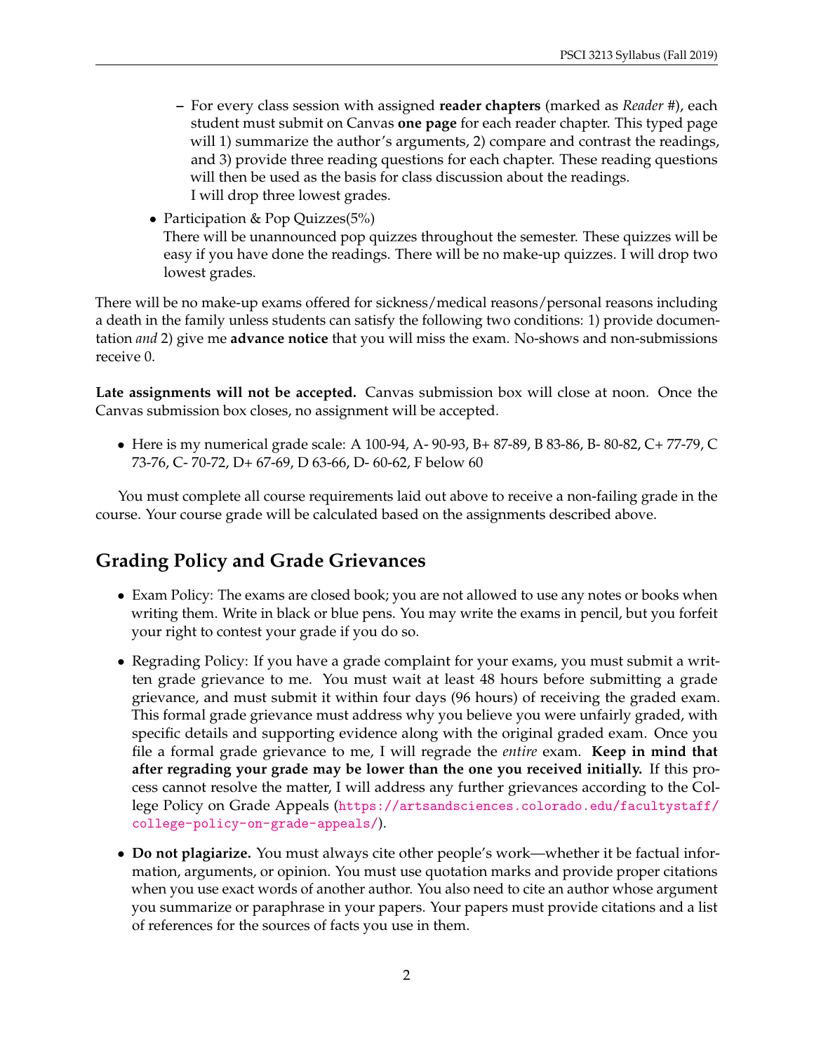- For every class session with assigned **reader chapters** (marked as *Reader #*), each student must submit on Canvas **one page** for each reader chapter. This typed page will 1) summarize the author's arguments, 2) compare and contrast the readings, and 3) provide three reading questions for each chapter. These reading questions will then be used as the basis for class discussion about the readings.
    I will drop three lowest grades.

- Participation & Pop Quizzes(5%)
  There will be unannounced pop quizzes throughout the semester. These quizzes will be easy if you have done the readings. There will be no make-up quizzes. I will drop two lowest grades.

There will be no make-up exams offered for sickness/medical reasons/personal reasons including a death in the family unless students can satisfy the following two conditions: 1) provide documentation *and* 2) give me **advance notice** that you will miss the exam. No-shows and non-submissions receive 0.

**Late assignments will not be accepted.** Canvas submission box will close at noon. Once the Canvas submission box closes, no assignment will be accepted.

- Here is my numerical grade scale: A 100-94, A- 90-93, B+ 87-89, B 83-86, B- 80-82, C+ 77-79, C 73-76, C- 70-72, D+ 67-69, D 63-66, D- 60-62, F below 60

You must complete all course requirements laid out above to receive a non-failing grade in the course. Your course grade will be calculated based on the assignments described above.

## Grading Policy and Grade Grievances

- Exam Policy: The exams are closed book; you are not allowed to use any notes or books when writing them. Write in black or blue pens. You may write the exams in pencil, but you forfeit your right to contest your grade if you do so.

- Regrading Policy: If you have a grade complaint for your exams, you must submit a written grade grievance to me. You must wait at least 48 hours before submitting a grade grievance, and must submit it within four days (96 hours) of receiving the graded exam. This formal grade grievance must address why you believe you were unfairly graded, with specific details and supporting evidence along with the original graded exam. Once you file a formal grade grievance to me, I will regrade the *entire* exam. **Keep in mind that after regrading your grade may be lower than the one you received initially.** If this process cannot resolve the matter, I will address any further grievances according to the College Policy on Grade Appeals (https://artsandsciences.colorado.edu/facultystaff/college-policy-on-grade-appeals/).

- **Do not plagiarize.** You must always cite other people's work—whether it be factual information, arguments, or opinion. You must use quotation marks and provide proper citations when you use exact words of another author. You also need to cite an author whose argument you summarize or paraphrase in your papers. Your papers must provide citations and a list of references for the sources of facts you use in them.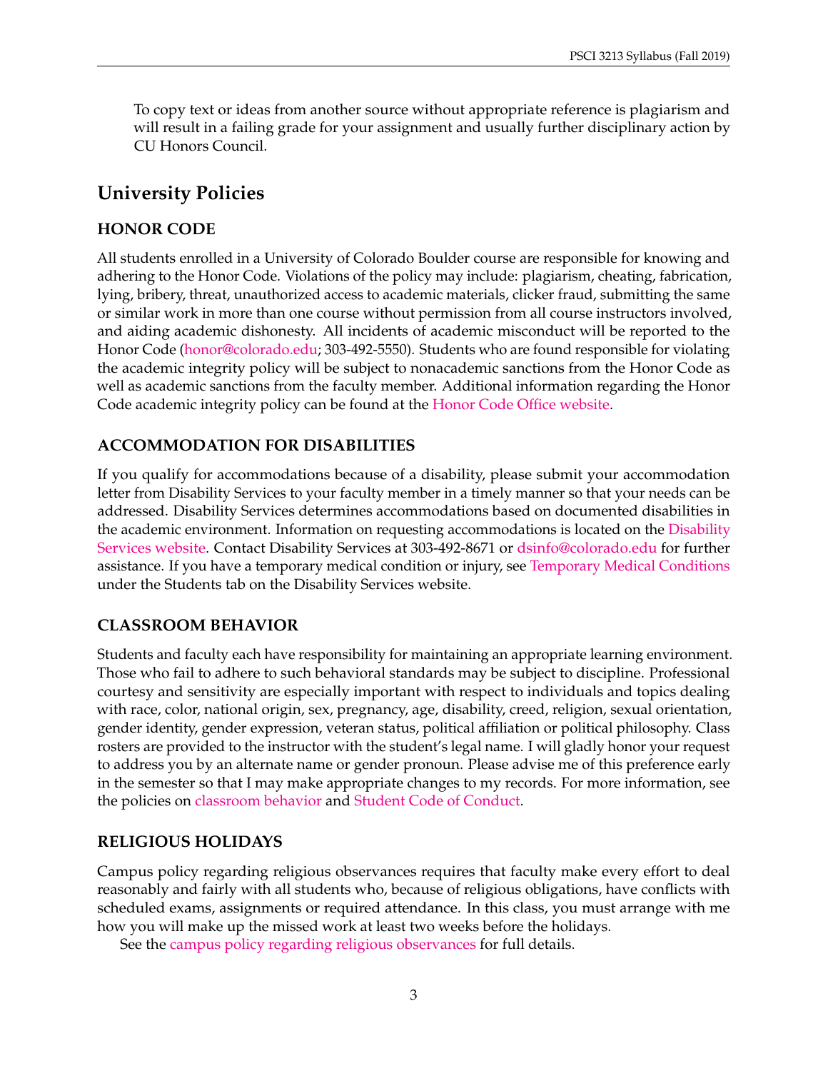To copy text or ideas from another source without appropriate reference is plagiarism and will result in a failing grade for your assignment and usually further disciplinary action by CU Honors Council.

## University Policies

### HONOR CODE

All students enrolled in a University of Colorado Boulder course are responsible for knowing and adhering to the Honor Code. Violations of the policy may include: plagiarism, cheating, fabrication, lying, bribery, threat, unauthorized access to academic materials, clicker fraud, submitting the same or similar work in more than one course without permission from all course instructors involved, and aiding academic dishonesty. All incidents of academic misconduct will be reported to the Honor Code (honor@colorado.edu; 303-492-5550). Students who are found responsible for violating the academic integrity policy will be subject to nonacademic sanctions from the Honor Code as well as academic sanctions from the faculty member. Additional information regarding the Honor Code academic integrity policy can be found at the Honor Code Office website.

### ACCOMMODATION FOR DISABILITIES

If you qualify for accommodations because of a disability, please submit your accommodation letter from Disability Services to your faculty member in a timely manner so that your needs can be addressed. Disability Services determines accommodations based on documented disabilities in the academic environment. Information on requesting accommodations is located on the Disability Services website. Contact Disability Services at 303-492-8671 or dsinfo@colorado.edu for further assistance. If you have a temporary medical condition or injury, see Temporary Medical Conditions under the Students tab on the Disability Services website.

### CLASSROOM BEHAVIOR

Students and faculty each have responsibility for maintaining an appropriate learning environment. Those who fail to adhere to such behavioral standards may be subject to discipline. Professional courtesy and sensitivity are especially important with respect to individuals and topics dealing with race, color, national origin, sex, pregnancy, age, disability, creed, religion, sexual orientation, gender identity, gender expression, veteran status, political affiliation or political philosophy. Class rosters are provided to the instructor with the student's legal name. I will gladly honor your request to address you by an alternate name or gender pronoun. Please advise me of this preference early in the semester so that I may make appropriate changes to my records. For more information, see the policies on classroom behavior and Student Code of Conduct.

### RELIGIOUS HOLIDAYS

Campus policy regarding religious observances requires that faculty make every effort to deal reasonably and fairly with all students who, because of religious obligations, have conflicts with scheduled exams, assignments or required attendance. In this class, you must arrange with me how you will make up the missed work at least two weeks before the holidays.

See the campus policy regarding religious observances for full details.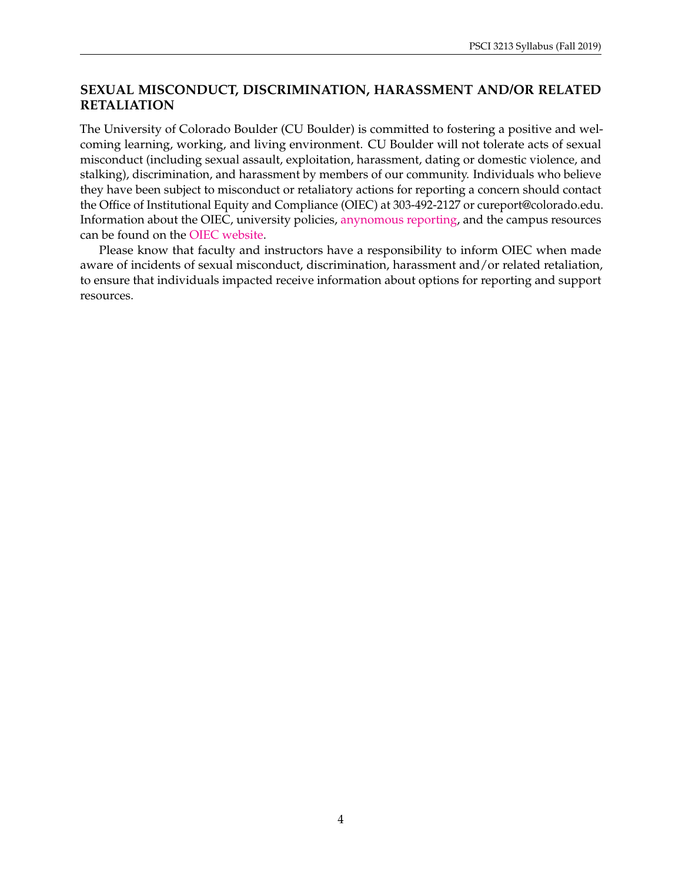## SEXUAL MISCONDUCT, DISCRIMINATION, HARASSMENT AND/OR RELATED RETALIATION

The University of Colorado Boulder (CU Boulder) is committed to fostering a positive and welcoming learning, working, and living environment. CU Boulder will not tolerate acts of sexual misconduct (including sexual assault, exploitation, harassment, dating or domestic violence, and stalking), discrimination, and harassment by members of our community. Individuals who believe they have been subject to misconduct or retaliatory actions for reporting a concern should contact the Office of Institutional Equity and Compliance (OIEC) at 303-492-2127 or cureport@colorado.edu. Information about the OIEC, university policies, anynomous reporting, and the campus resources can be found on the OIEC website.

Please know that faculty and instructors have a responsibility to inform OIEC when made aware of incidents of sexual misconduct, discrimination, harassment and/or related retaliation, to ensure that individuals impacted receive information about options for reporting and support resources.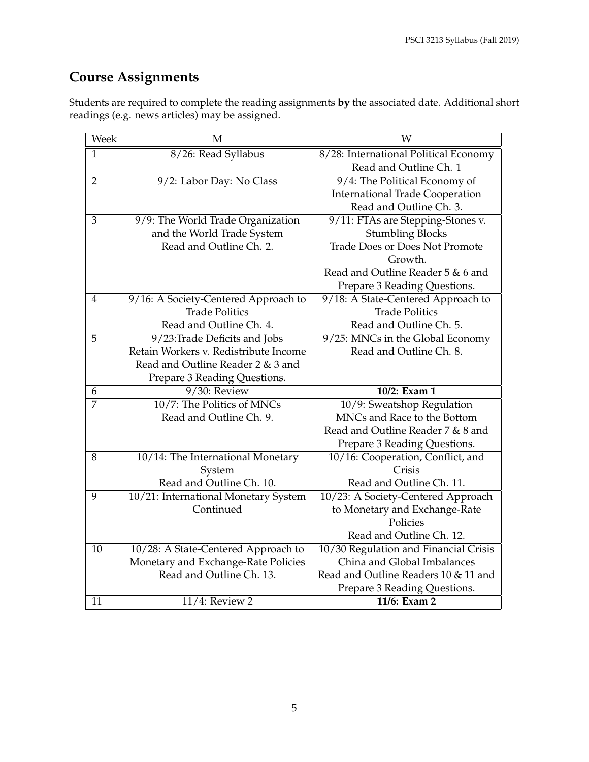## Course Assignments

Students are required to complete the reading assignments **by** the associated date. Additional short readings (e.g. news articles) may be assigned.

| Week | M | W |
|---|---|---|
| 1 | 8/26: Read Syllabus | 8/28: International Political Economy Read and Outline Ch. 1 |
| 2 | 9/2: Labor Day: No Class | 9/4: The Political Economy of International Trade Cooperation Read and Outline Ch. 3. |
| 3 | 9/9: The World Trade Organization and the World Trade System Read and Outline Ch. 2. | 9/11: FTAs are Stepping-Stones v. Stumbling Blocks Trade Does or Does Not Promote Growth. Read and Outline Reader 5 & 6 and Prepare 3 Reading Questions. |
| 4 | 9/16: A Society-Centered Approach to Trade Politics Read and Outline Ch. 4. | 9/18: A State-Centered Approach to Trade Politics Read and Outline Ch. 5. |
| 5 | 9/23:Trade Deficits and Jobs Retain Workers v. Redistribute Income Read and Outline Reader 2 & 3 and Prepare 3 Reading Questions. | 9/25: MNCs in the Global Economy Read and Outline Ch. 8. |
| 6 | 9/30: Review | **10/2: Exam 1** |
| 7 | 10/7: The Politics of MNCs Read and Outline Ch. 9. | 10/9: Sweatshop Regulation MNCs and Race to the Bottom Read and Outline Reader 7 & 8 and Prepare 3 Reading Questions. |
| 8 | 10/14: The International Monetary System Read and Outline Ch. 10. | 10/16: Cooperation, Conflict, and Crisis Read and Outline Ch. 11. |
| 9 | 10/21: International Monetary System Continued | 10/23: A Society-Centered Approach to Monetary and Exchange-Rate Policies Read and Outline Ch. 12. |
| 10 | 10/28: A State-Centered Approach to Monetary and Exchange-Rate Policies Read and Outline Ch. 13. | 10/30 Regulation and Financial Crisis China and Global Imbalances Read and Outline Readers 10 & 11 and Prepare 3 Reading Questions. |
| 11 | 11/4: Review 2 | **11/6: Exam 2** |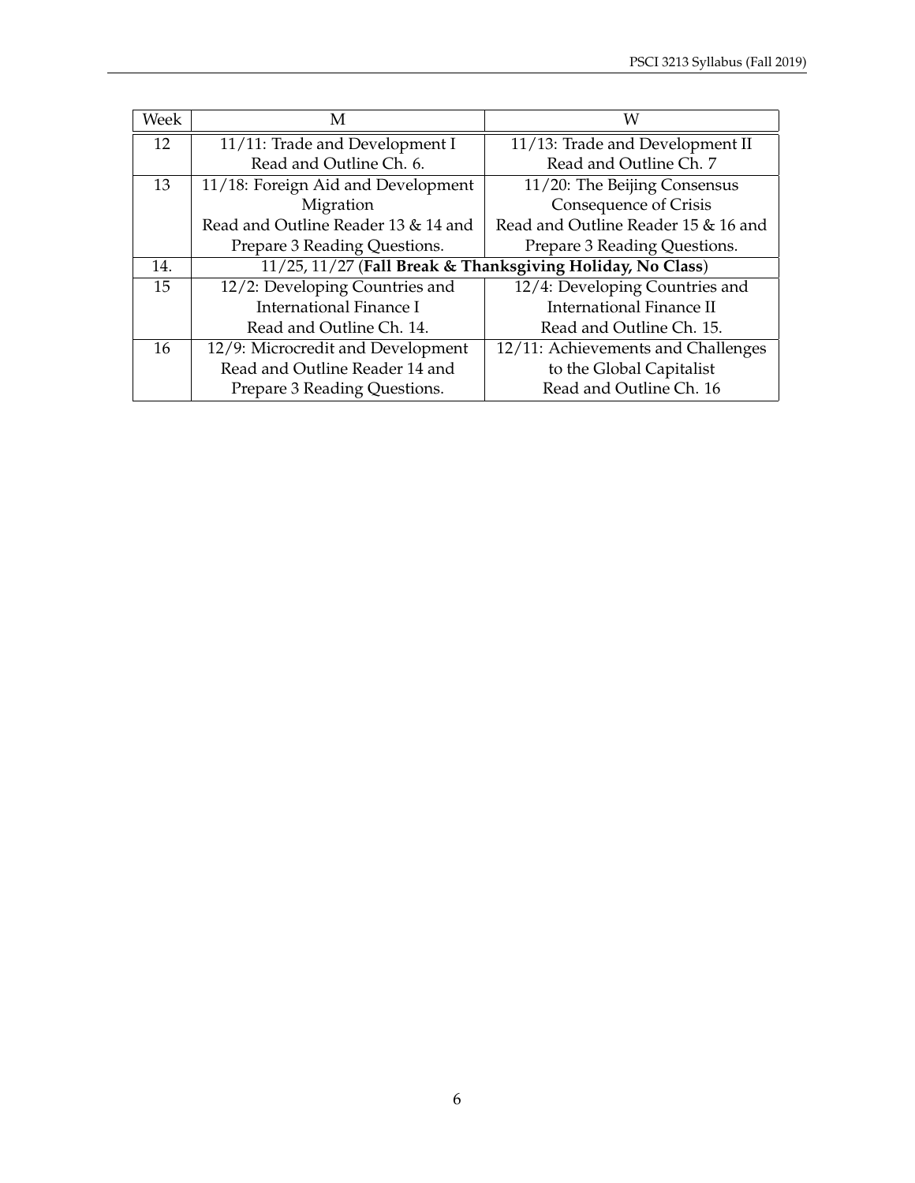| Week | M | W |
|---|---|---|
| 12 | 11/11: Trade and Development I<br>Read and Outline Ch. 6. | 11/13: Trade and Development II<br>Read and Outline Ch. 7 |
| 13 | 11/18: Foreign Aid and Development<br>Migration<br>Read and Outline Reader 13 & 14 and<br>Prepare 3 Reading Questions. | 11/20: The Beijing Consensus<br>Consequence of Crisis<br>Read and Outline Reader 15 & 16 and<br>Prepare 3 Reading Questions. |
| 14. | 11/25, 11/27 (**Fall Break & Thanksgiving Holiday, No Class**) | |
| 15 | 12/2: Developing Countries and<br>International Finance I<br>Read and Outline Ch. 14. | 12/4: Developing Countries and<br>International Finance II<br>Read and Outline Ch. 15. |
| 16 | 12/9: Microcredit and Development<br>Read and Outline Reader 14 and<br>Prepare 3 Reading Questions. | 12/11: Achievements and Challenges<br>to the Global Capitalist<br>Read and Outline Ch. 16 |